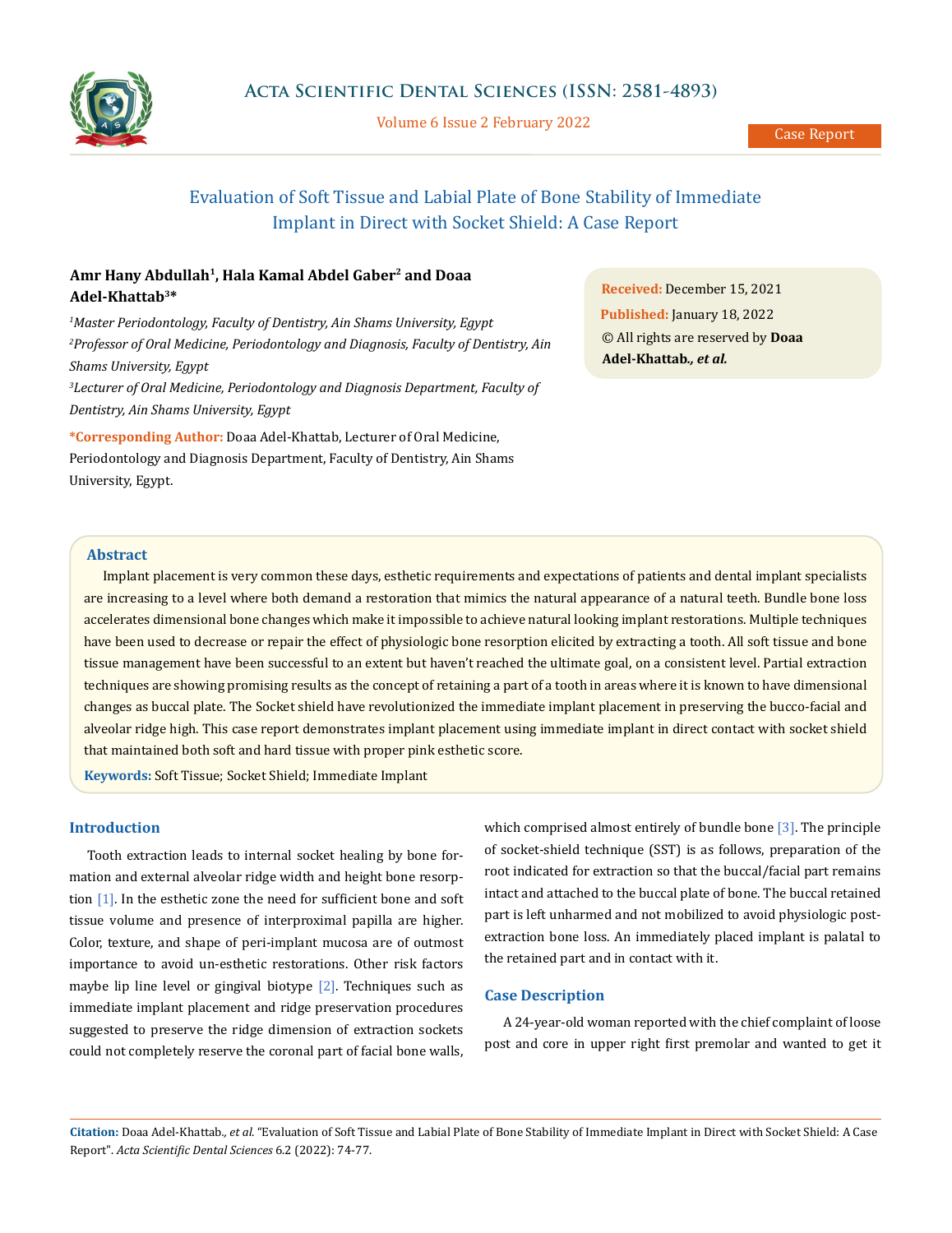# Evaluation of Soft Tissue and Labial Plate of Bone Stability of Immediate Implant in Direct with Socket Shield: A Case Report

**Amr Hany Abdullah[1], Hala Kamal Abdel Gaber[2] and Doaa Adel-Khattab[3]***

[1]*Master Periodontology, Faculty of Dentistry, Ain Shams University, Egypt*

[2]*Professor of Oral Medicine, Periodontology and Diagnosis, Faculty of Dentistry, Ain Shams University, Egypt*

[3]*Lecturer of Oral Medicine, Periodontology and Diagnosis Department, Faculty of Dentistry, Ain Shams University, Egypt*

**\*Corresponding Author:** Doaa Adel-Khattab, Lecturer of Oral Medicine, Periodontology and Diagnosis Department, Faculty of Dentistry, Ain Shams University, Egypt.

**Received:** December 15, 2021
**Published:** January 18, 2022
© All rights are reserved by **Doaa Adel-Khattab.*, et al.***

## Abstract

Implant placement is very common these days, esthetic requirements and expectations of patients and dental implant specialists are increasing to a level where both demand a restoration that mimics the natural appearance of a natural teeth. Bundle bone loss accelerates dimensional bone changes which make it impossible to achieve natural looking implant restorations. Multiple techniques have been used to decrease or repair the effect of physiologic bone resorption elicited by extracting a tooth. All soft tissue and bone tissue management have been successful to an extent but haven't reached the ultimate goal, on a consistent level. Partial extraction techniques are showing promising results as the concept of retaining a part of a tooth in areas where it is known to have dimensional changes as buccal plate. The Socket shield have revolutionized the immediate implant placement in preserving the bucco-facial and alveolar ridge high. This case report demonstrates implant placement using immediate implant in direct contact with socket shield that maintained both soft and hard tissue with proper pink esthetic score.

**Keywords:** Soft Tissue; Socket Shield; Immediate Implant

## Introduction

Tooth extraction leads to internal socket healing by bone formation and external alveolar ridge width and height bone resorption [1]. In the esthetic zone the need for sufficient bone and soft tissue volume and presence of interproximal papilla are higher. Color, texture, and shape of peri-implant mucosa are of outmost importance to avoid un-esthetic restorations. Other risk factors maybe lip line level or gingival biotype [2]. Techniques such as immediate implant placement and ridge preservation procedures suggested to preserve the ridge dimension of extraction sockets could not completely reserve the coronal part of facial bone walls, which comprised almost entirely of bundle bone [3]. The principle of socket-shield technique (SST) is as follows, preparation of the root indicated for extraction so that the buccal/facial part remains intact and attached to the buccal plate of bone. The buccal retained part is left unharmed and not mobilized to avoid physiologic post-extraction bone loss. An immediately placed implant is palatal to the retained part and in contact with it.

## Case Description

A 24-year-old woman reported with the chief complaint of loose post and core in upper right first premolar and wanted to get it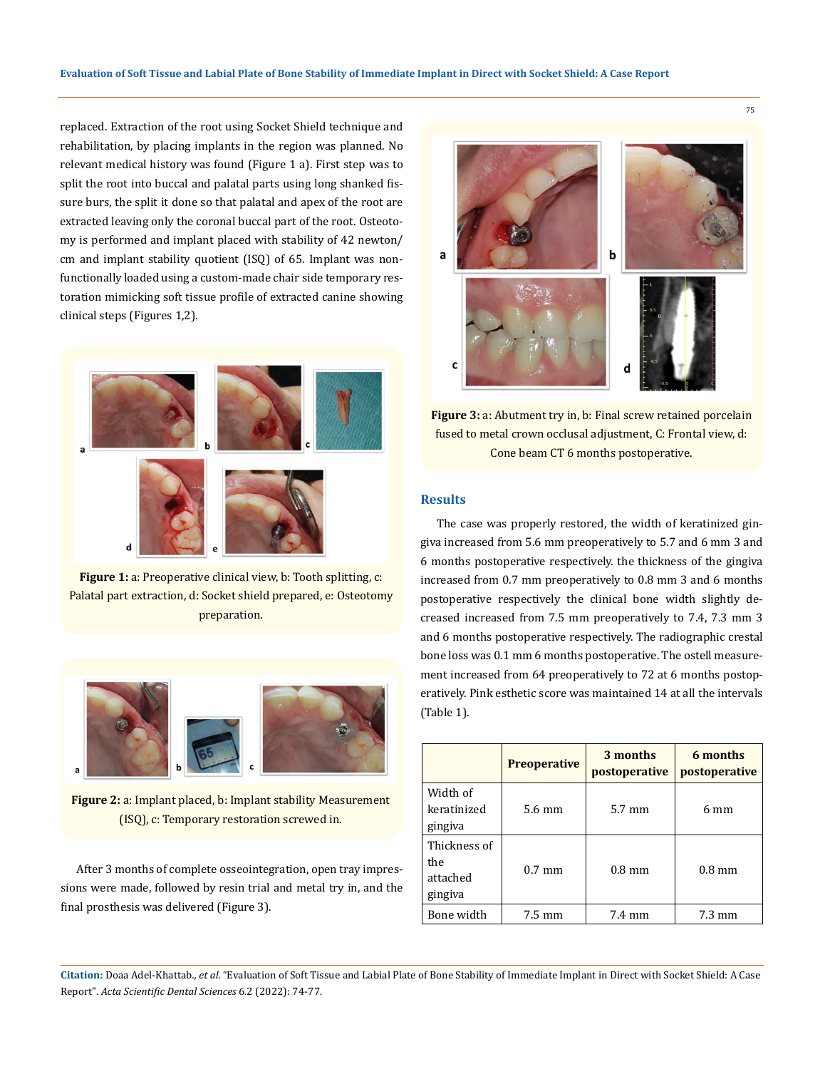replaced. Extraction of the root using Socket Shield technique and rehabilitation, by placing implants in the region was planned. No relevant medical history was found (Figure 1 a). First step was to split the root into buccal and palatal parts using long shanked fissure burs, the split it done so that palatal and apex of the root are extracted leaving only the coronal buccal part of the root. Osteotomy is performed and implant placed with stability of 42 newton/cm and implant stability quotient (ISQ) of 65. Implant was non-functionally loaded using a custom-made chair side temporary restoration mimicking soft tissue profile of extracted canine showing clinical steps (Figures 1,2).

**Figure 1:** a: Preoperative clinical view, b: Tooth splitting, c: Palatal part extraction, d: Socket shield prepared, e: Osteotomy preparation.

**Figure 2:** a: Implant placed, b: Implant stability Measurement (ISQ), c: Temporary restoration screwed in.

After 3 months of complete osseointegration, open tray impressions were made, followed by resin trial and metal try in, and the final prosthesis was delivered (Figure 3).

**Figure 3:** a: Abutment try in, b: Final screw retained porcelain fused to metal crown occlusal adjustment, C: Frontal view, d: Cone beam CT 6 months postoperative.

## Results

The case was properly restored, the width of keratinized gingiva increased from 5.6 mm preoperatively to 5.7 and 6 mm 3 and 6 months postoperative respectively. the thickness of the gingiva increased from 0.7 mm preoperatively to 0.8 mm 3 and 6 months postoperative respectively the clinical bone width slightly decreased increased from 7.5 mm preoperatively to 7.4, 7.3 mm 3 and 6 months postoperative respectively. The radiographic crestal bone loss was 0.1 mm 6 months postoperative. The ostell measurement increased from 64 preoperatively to 72 at 6 months postoperatively. Pink esthetic score was maintained 14 at all the intervals (Table 1).

| | Preoperative | 3 months postoperative | 6 months postoperative |
|---|---|---|---|
| Width of keratinized gingiva | 5.6 mm | 5.7 mm | 6 mm |
| Thickness of the attached gingiva | 0.7 mm | 0.8 mm | 0.8 mm |
| Bone width | 7.5 mm | 7.4 mm | 7.3 mm |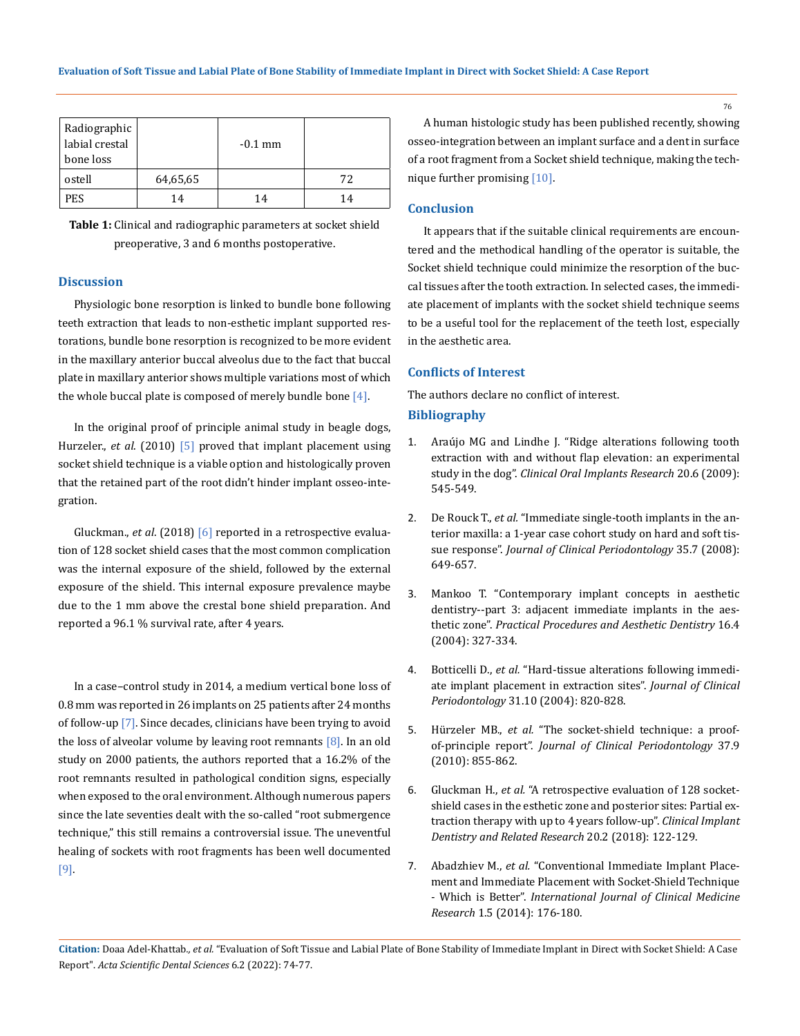| Radiographic labial crestal bone loss | | -0.1 mm | |
|---|---|---|---|
| ostell | 64,65,65 | | 72 |
| PES | 14 | 14 | 14 |

**Table 1:** Clinical and radiographic parameters at socket shield preoperative, 3 and 6 months postoperative.

## Discussion

Physiologic bone resorption is linked to bundle bone following teeth extraction that leads to non-esthetic implant supported restorations, bundle bone resorption is recognized to be more evident in the maxillary anterior buccal alveolus due to the fact that buccal plate in maxillary anterior shows multiple variations most of which the whole buccal plate is composed of merely bundle bone [4].

In the original proof of principle animal study in beagle dogs, Hurzeler., *et al.* (2010) [5] proved that implant placement using socket shield technique is a viable option and histologically proven that the retained part of the root didn't hinder implant osseo-integration.

Gluckman., *et al.* (2018) [6] reported in a retrospective evaluation of 128 socket shield cases that the most common complication was the internal exposure of the shield, followed by the external exposure of the shield. This internal exposure prevalence maybe due to the 1 mm above the crestal bone shield preparation. And reported a 96.1 % survival rate, after 4 years.

In a case–control study in 2014, a medium vertical bone loss of 0.8 mm was reported in 26 implants on 25 patients after 24 months of follow-up [7]. Since decades, clinicians have been trying to avoid the loss of alveolar volume by leaving root remnants [8]. In an old study on 2000 patients, the authors reported that a 16.2% of the root remnants resulted in pathological condition signs, especially when exposed to the oral environment. Although numerous papers since the late seventies dealt with the so-called "root submergence technique," this still remains a controversial issue. The uneventful healing of sockets with root fragments has been well documented [9].

A human histologic study has been published recently, showing osseo-integration between an implant surface and a dentin surface of a root fragment from a Socket shield technique, making the technique further promising [10].

## Conclusion

It appears that if the suitable clinical requirements are encountered and the methodical handling of the operator is suitable, the Socket shield technique could minimize the resorption of the buccal tissues after the tooth extraction. In selected cases, the immediate placement of implants with the socket shield technique seems to be a useful tool for the replacement of the teeth lost, especially in the aesthetic area.

## Conflicts of Interest

The authors declare no conflict of interest.

## Bibliography

1. Araújo MG and Lindhe J. "Ridge alterations following tooth extraction with and without flap elevation: an experimental study in the dog". *Clinical Oral Implants Research* 20.6 (2009): 545-549.
2. De Rouck T., *et al.* "Immediate single-tooth implants in the anterior maxilla: a 1-year case cohort study on hard and soft tissue response". *Journal of Clinical Periodontology* 35.7 (2008): 649-657.
3. Mankoo T. "Contemporary implant concepts in aesthetic dentistry--part 3: adjacent immediate implants in the aesthetic zone". *Practical Procedures and Aesthetic Dentistry* 16.4 (2004): 327-334.
4. Botticelli D., *et al.* "Hard-tissue alterations following immediate implant placement in extraction sites". *Journal of Clinical Periodontology* 31.10 (2004): 820-828.
5. Hürzeler MB., *et al.* "The socket-shield technique: a proof-of-principle report". *Journal of Clinical Periodontology* 37.9 (2010): 855-862.
6. Gluckman H., *et al.* "A retrospective evaluation of 128 socket-shield cases in the esthetic zone and posterior sites: Partial extraction therapy with up to 4 years follow-up". *Clinical Implant Dentistry and Related Research* 20.2 (2018): 122-129.
7. Abadzhiev M., *et al.* "Conventional Immediate Implant Placement and Immediate Placement with Socket-Shield Technique - Which is Better". *International Journal of Clinical Medicine Research* 1.5 (2014): 176-180.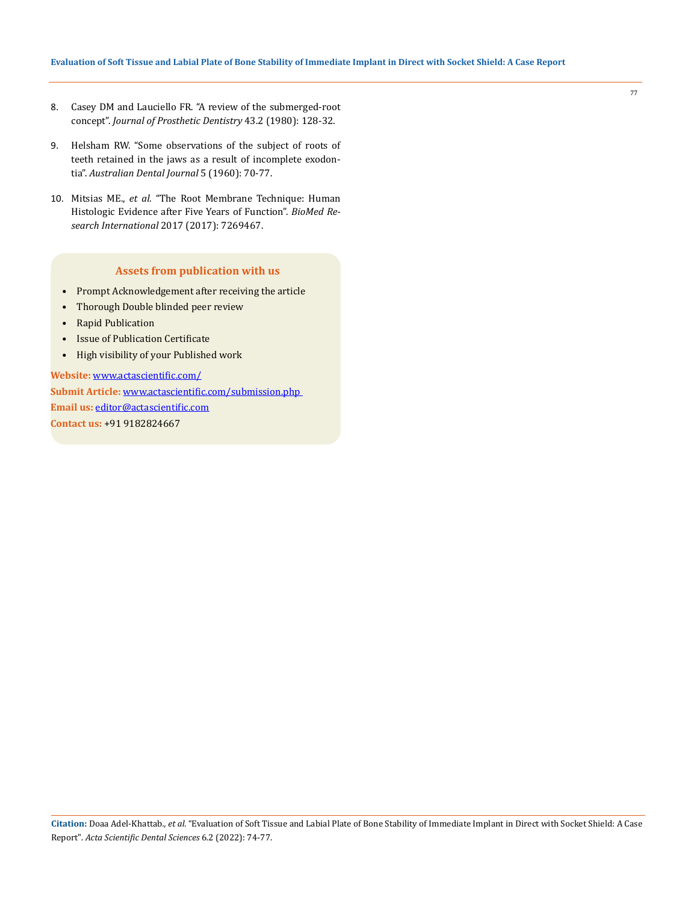8. Casey DM and Lauciello FR. "A review of the submerged-root concept". *Journal of Prosthetic Dentistry* 43.2 (1980): 128-32.

9. Helsham RW. "Some observations of the subject of roots of teeth retained in the jaws as a result of incomplete exodontia". *Australian Dental Journal* 5 (1960): 70-77.

10. Mitsias ME., *et al*. "The Root Membrane Technique: Human Histologic Evidence after Five Years of Function". *BioMed Research International* 2017 (2017): 7269467.

**Assets from publication with us**

- Prompt Acknowledgement after receiving the article
- Thorough Double blinded peer review
- Rapid Publication
- Issue of Publication Certificate
- High visibility of your Published work

**Website:** www.actascientific.com/
**Submit Article:** www.actascientific.com/submission.php
**Email us:** editor@actascientific.com
**Contact us:** +91 9182824667